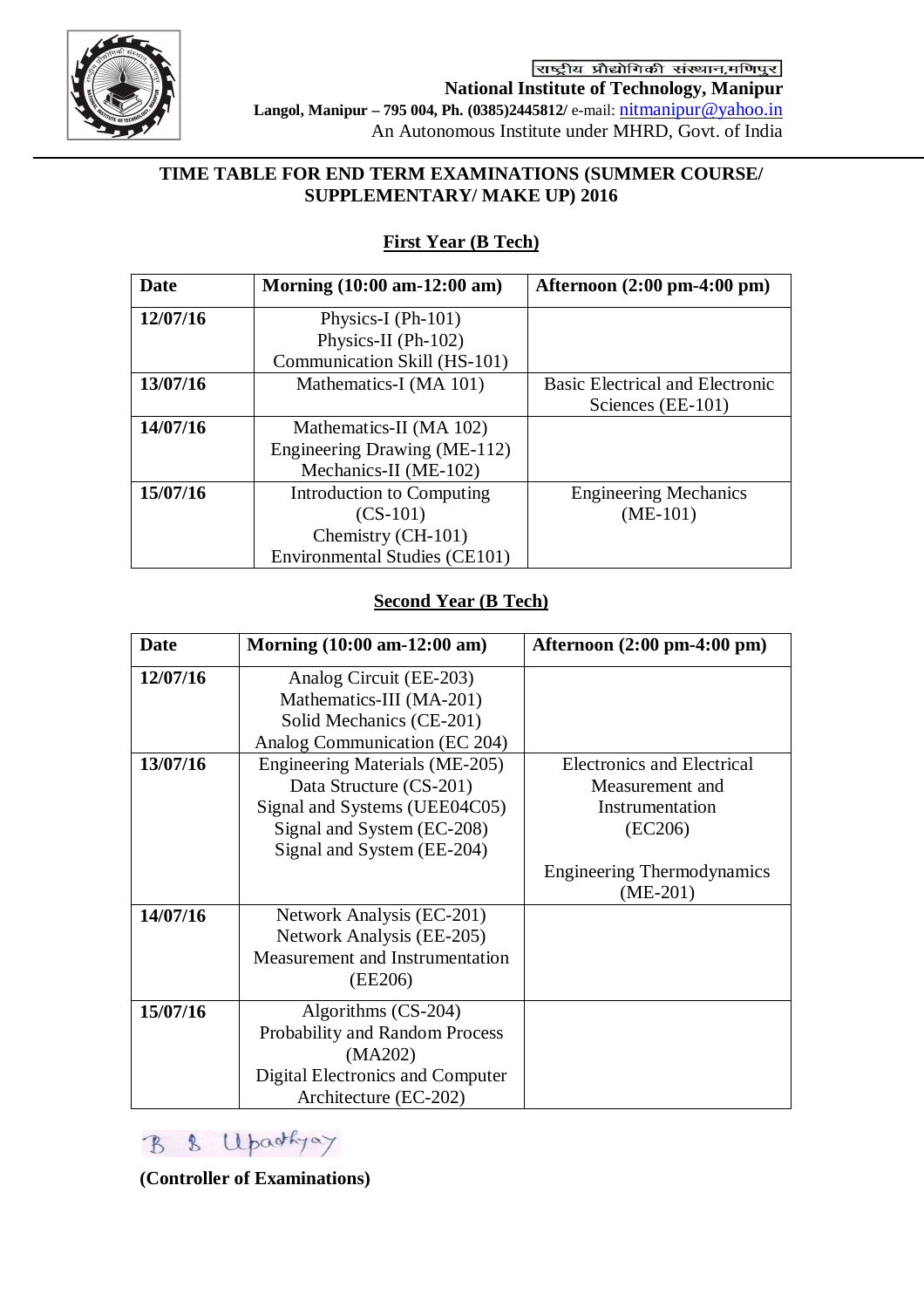राष्ट्रीय प्रौद्योगिकी संस्थान,मणिपुर

**National Institute of Technology, Manipur**

**Langol, Manipur – 795 004, Ph. (0385)2445812/** e-mail: nitmanipur@yahoo.in

An Autonomous Institute under MHRD, Govt. of India

## TIME TABLE FOR END TERM EXAMINATIONS (SUMMER COURSE/ SUPPLEMENTARY/ MAKE UP) 2016

### First Year (B Tech)

| Date | Morning (10:00 am-12:00 am) | Afternoon (2:00 pm-4:00 pm) |
|---|---|---|
| 12/07/16 | Physics-I (Ph-101)<br>Physics-II (Ph-102)<br>Communication Skill (HS-101) | |
| 13/07/16 | Mathematics-I (MA 101) | Basic Electrical and Electronic Sciences (EE-101) |
| 14/07/16 | Mathematics-II (MA 102)<br>Engineering Drawing (ME-112)<br>Mechanics-II (ME-102) | |
| 15/07/16 | Introduction to Computing (CS-101)<br>Chemistry (CH-101)<br>Environmental Studies (CE101) | Engineering Mechanics (ME-101) |

### Second Year (B Tech)

| Date | Morning (10:00 am-12:00 am) | Afternoon (2:00 pm-4:00 pm) |
|---|---|---|
| 12/07/16 | Analog Circuit (EE-203)<br>Mathematics-III (MA-201)<br>Solid Mechanics (CE-201)<br>Analog Communication (EC 204) | |
| 13/07/16 | Engineering Materials (ME-205)<br>Data Structure (CS-201)<br>Signal and Systems (UEE04C05)<br>Signal and System (EC-208)<br>Signal and System (EE-204) | Electronics and Electrical Measurement and Instrumentation (EC206)<br><br>Engineering Thermodynamics (ME-201) |
| 14/07/16 | Network Analysis (EC-201)<br>Network Analysis (EE-205)<br>Measurement and Instrumentation (EE206) | |
| 15/07/16 | Algorithms (CS-204)<br>Probability and Random Process (MA202)<br>Digital Electronics and Computer Architecture (EC-202) | |

B B Upadhyay

**(Controller of Examinations)**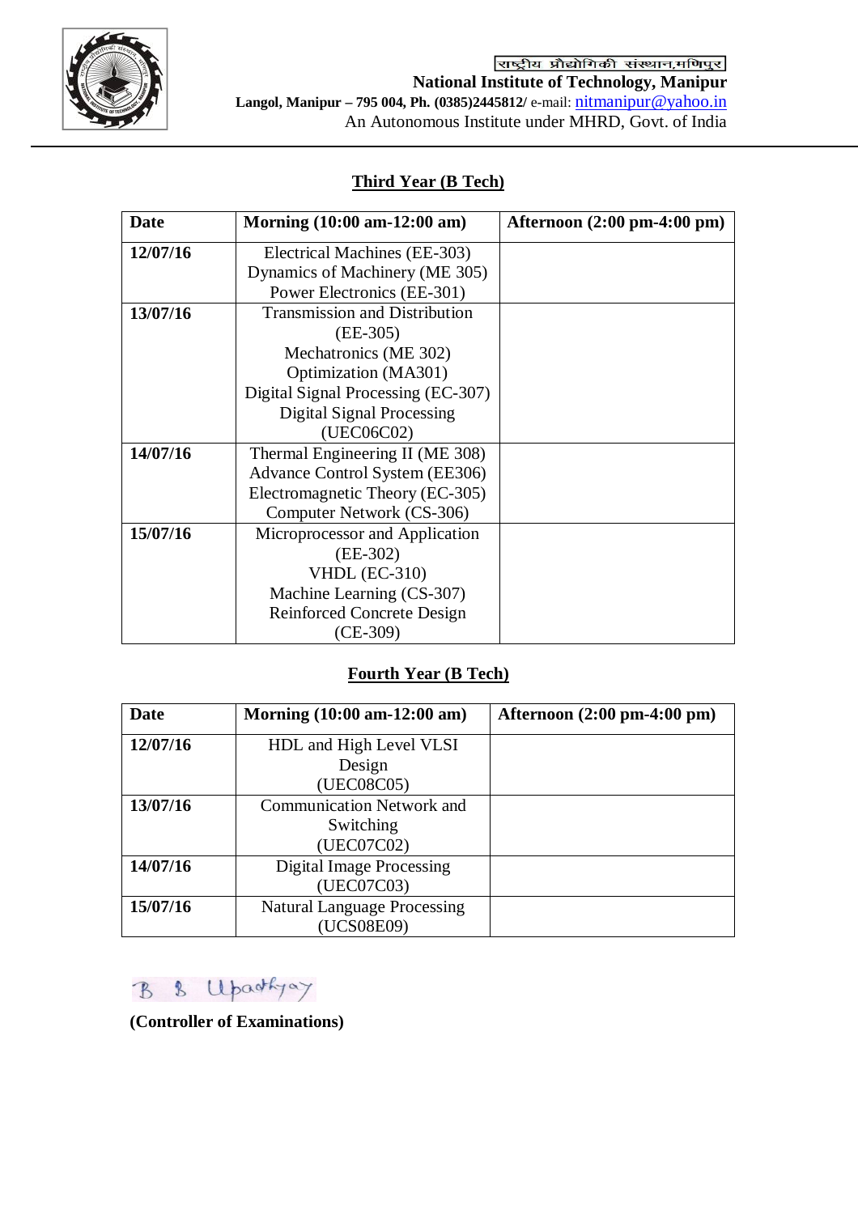राष्ट्रीय प्रौद्योगिकी संस्थान,मणिपुर

**National Institute of Technology, Manipur**

**Langol, Manipur – 795 004, Ph. (0385)2445812/** e-mail: nitmanipur@yahoo.in

An Autonomous Institute under MHRD, Govt. of India

## Third Year (B Tech)

| Date | Morning (10:00 am-12:00 am) | Afternoon (2:00 pm-4:00 pm) |
|---|---|---|
| **12/07/16** | Electrical Machines (EE-303)<br>Dynamics of Machinery (ME 305)<br>Power Electronics (EE-301) | |
| **13/07/16** | Transmission and Distribution (EE-305)<br>Mechatronics (ME 302)<br>Optimization (MA301)<br>Digital Signal Processing (EC-307)<br>Digital Signal Processing (UEC06C02) | |
| **14/07/16** | Thermal Engineering II (ME 308)<br>Advance Control System (EE306)<br>Electromagnetic Theory (EC-305)<br>Computer Network (CS-306) | |
| **15/07/16** | Microprocessor and Application (EE-302)<br>VHDL (EC-310)<br>Machine Learning (CS-307)<br>Reinforced Concrete Design (CE-309) | |

## Fourth Year (B Tech)

| Date | Morning (10:00 am-12:00 am) | Afternoon (2:00 pm-4:00 pm) |
|---|---|---|
| **12/07/16** | HDL and High Level VLSI Design (UEC08C05) | |
| **13/07/16** | Communication Network and Switching (UEC07C02) | |
| **14/07/16** | Digital Image Processing (UEC07C03) | |
| **15/07/16** | Natural Language Processing (UCS08E09) | |

B B Upadhyay

**(Controller of Examinations)**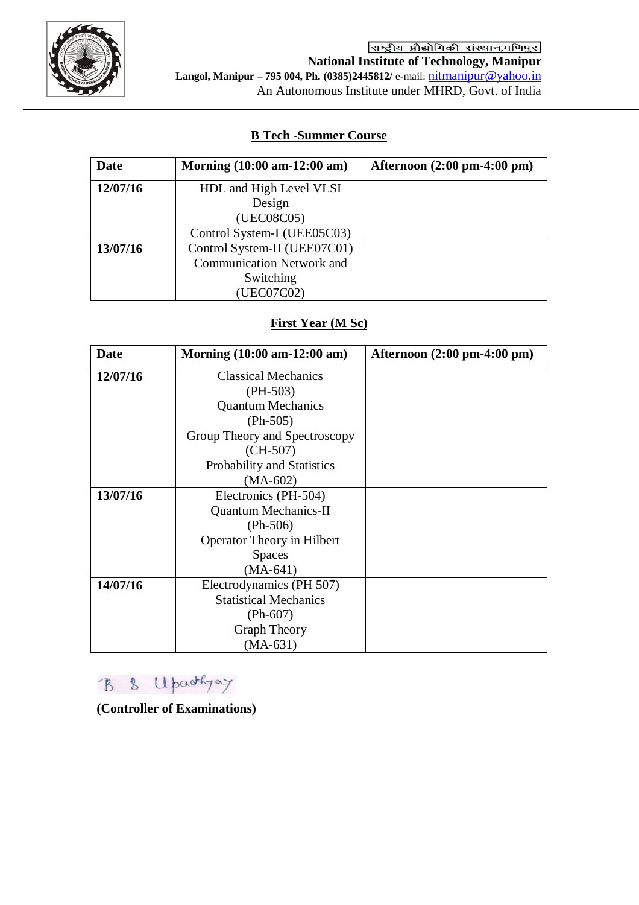राष्ट्रीय प्रौद्योगिकी संस्थान,मणिपुर

**National Institute of Technology, Manipur**

**Langol, Manipur – 795 004, Ph. (0385)2445812/** e-mail: nitmanipur@yahoo.in

An Autonomous Institute under MHRD, Govt. of India

## B Tech -Summer Course

| Date | Morning (10:00 am-12:00 am) | Afternoon (2:00 pm-4:00 pm) |
|---|---|---|
| 12/07/16 | HDL and High Level VLSI Design (UEC08C05) Control System-I (UEE05C03) | |
| 13/07/16 | Control System-II (UEE07C01) Communication Network and Switching (UEC07C02) | |

## First Year (M Sc)

| Date | Morning (10:00 am-12:00 am) | Afternoon (2:00 pm-4:00 pm) |
|---|---|---|
| 12/07/16 | Classical Mechanics (PH-503) Quantum Mechanics (Ph-505) Group Theory and Spectroscopy (CH-507) Probability and Statistics (MA-602) | |
| 13/07/16 | Electronics (PH-504) Quantum Mechanics-II (Ph-506) Operator Theory in Hilbert Spaces (MA-641) | |
| 14/07/16 | Electrodynamics (PH 507) Statistical Mechanics (Ph-607) Graph Theory (MA-631) | |

B B Upadhyay

**(Controller of Examinations)**